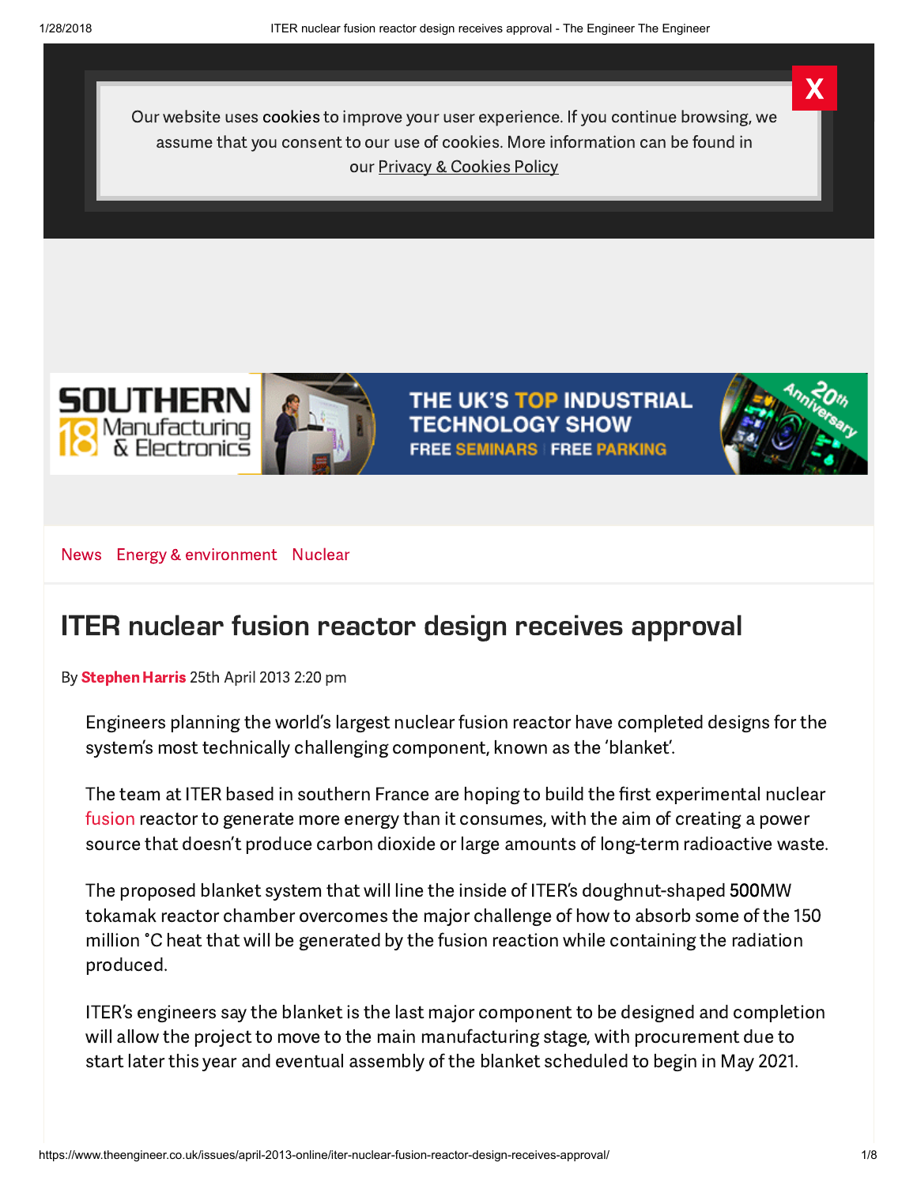Our website uses cookies to improve your user experience. If you continue browsing, we assume that you consent to our use of cookies. More information can be found in our Privacy & Cookies Policy

SOUTHERN 18 Manufacturing & Electronics — THE UK'S TOP INDUSTRIAL TECHNOLOGY SHOW — FREE SEMINARS | FREE PARKING — 20th Anniversary

News Energy & environment Nuclear

# ITER nuclear fusion reactor design receives approval

By **Stephen Harris** 25th April 2013 2:20 pm

Engineers planning the world's largest nuclear fusion reactor have completed designs for the system's most technically challenging component, known as the 'blanket'.

The team at ITER based in southern France are hoping to build the first experimental nuclear fusion reactor to generate more energy than it consumes, with the aim of creating a power source that doesn't produce carbon dioxide or large amounts of long-term radioactive waste.

The proposed blanket system that will line the inside of ITER's doughnut-shaped 500MW tokamak reactor chamber overcomes the major challenge of how to absorb some of the 150 million °C heat that will be generated by the fusion reaction while containing the radiation produced.

ITER's engineers say the blanket is the last major component to be designed and completion will allow the project to move to the main manufacturing stage, with procurement due to start later this year and eventual assembly of the blanket scheduled to begin in May 2021.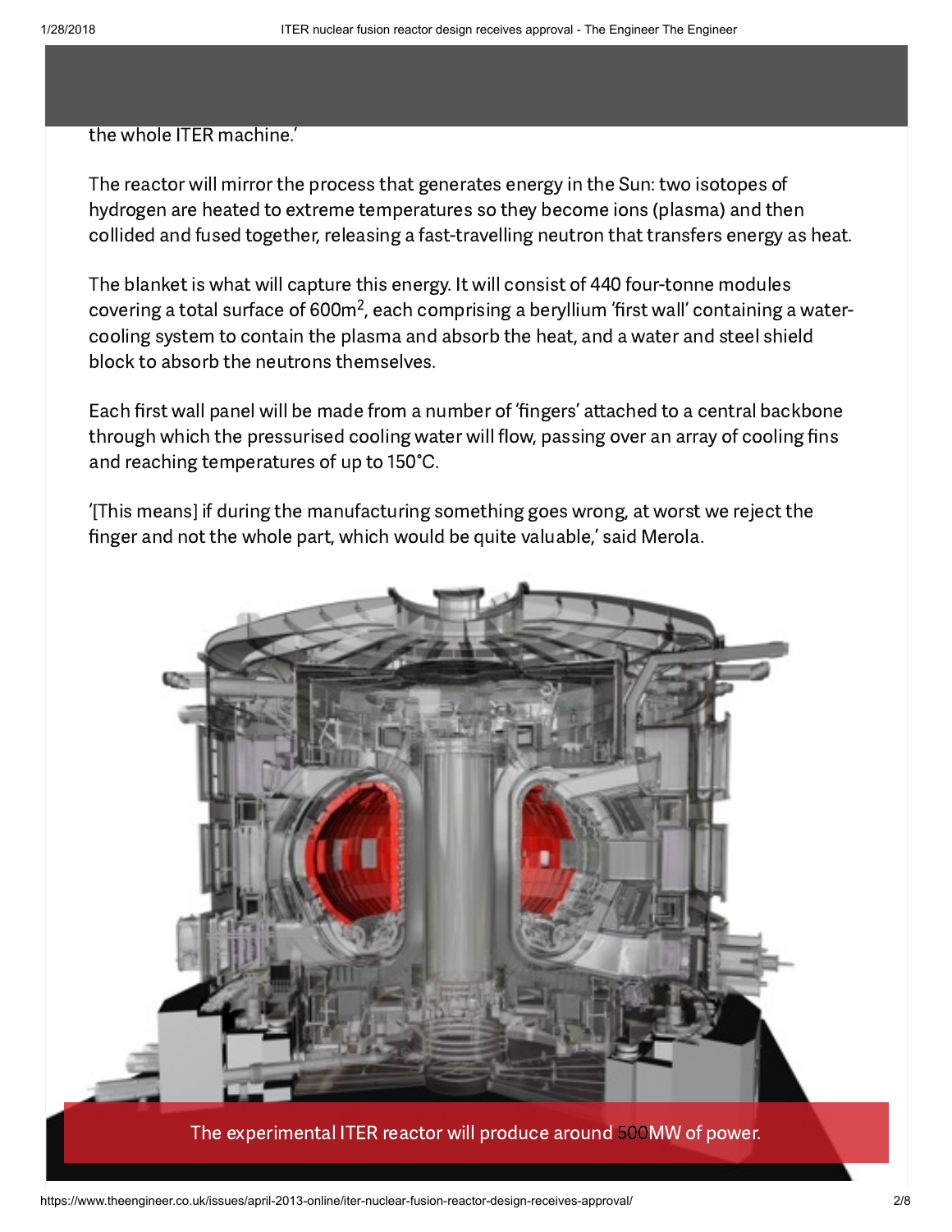the whole ITER machine.'

The reactor will mirror the process that generates energy in the Sun: two isotopes of hydrogen are heated to extreme temperatures so they become ions (plasma) and then collided and fused together, releasing a fast-travelling neutron that transfers energy as heat.

The blanket is what will capture this energy. It will consist of 440 four-tonne modules covering a total surface of $600m^2$, each comprising a beryllium 'first wall' containing a water-cooling system to contain the plasma and absorb the heat, and a water and steel shield block to absorb the neutrons themselves.

Each first wall panel will be made from a number of 'fingers' attached to a central backbone through which the pressurised cooling water will flow, passing over an array of cooling fins and reaching temperatures of up to 150°C.

'[This means] if during the manufacturing something goes wrong, at worst we reject the finger and not the whole part, which would be quite valuable,' said Merola.

The experimental ITER reactor will produce around 500MW of power.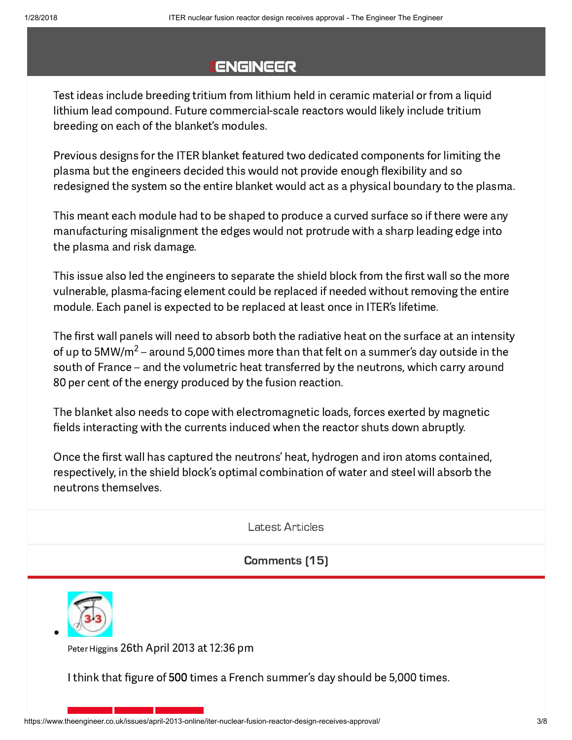Test ideas include breeding tritium from lithium held in ceramic material or from a liquid lithium lead compound. Future commercial-scale reactors would likely include tritium breeding on each of the blanket's modules.

Previous designs for the ITER blanket featured two dedicated components for limiting the plasma but the engineers decided this would not provide enough flexibility and so redesigned the system so the entire blanket would act as a physical boundary to the plasma.

This meant each module had to be shaped to produce a curved surface so if there were any manufacturing misalignment the edges would not protrude with a sharp leading edge into the plasma and risk damage.

This issue also led the engineers to separate the shield block from the first wall so the more vulnerable, plasma-facing element could be replaced if needed without removing the entire module. Each panel is expected to be replaced at least once in ITER's lifetime.

The first wall panels will need to absorb both the radiative heat on the surface at an intensity of up to $5MW/m^2$ – around 5,000 times more than that felt on a summer's day outside in the south of France – and the volumetric heat transferred by the neutrons, which carry around 80 per cent of the energy produced by the fusion reaction.

The blanket also needs to cope with electromagnetic loads, forces exerted by magnetic fields interacting with the currents induced when the reactor shuts down abruptly.

Once the first wall has captured the neutrons' heat, hydrogen and iron atoms contained, respectively, in the shield block's optimal combination of water and steel will absorb the neutrons themselves.

Latest Articles

## Comments (15)

- Peter Higgins 26th April 2013 at 12:36 pm

  I think that figure of 500 times a French summer's day should be 5,000 times.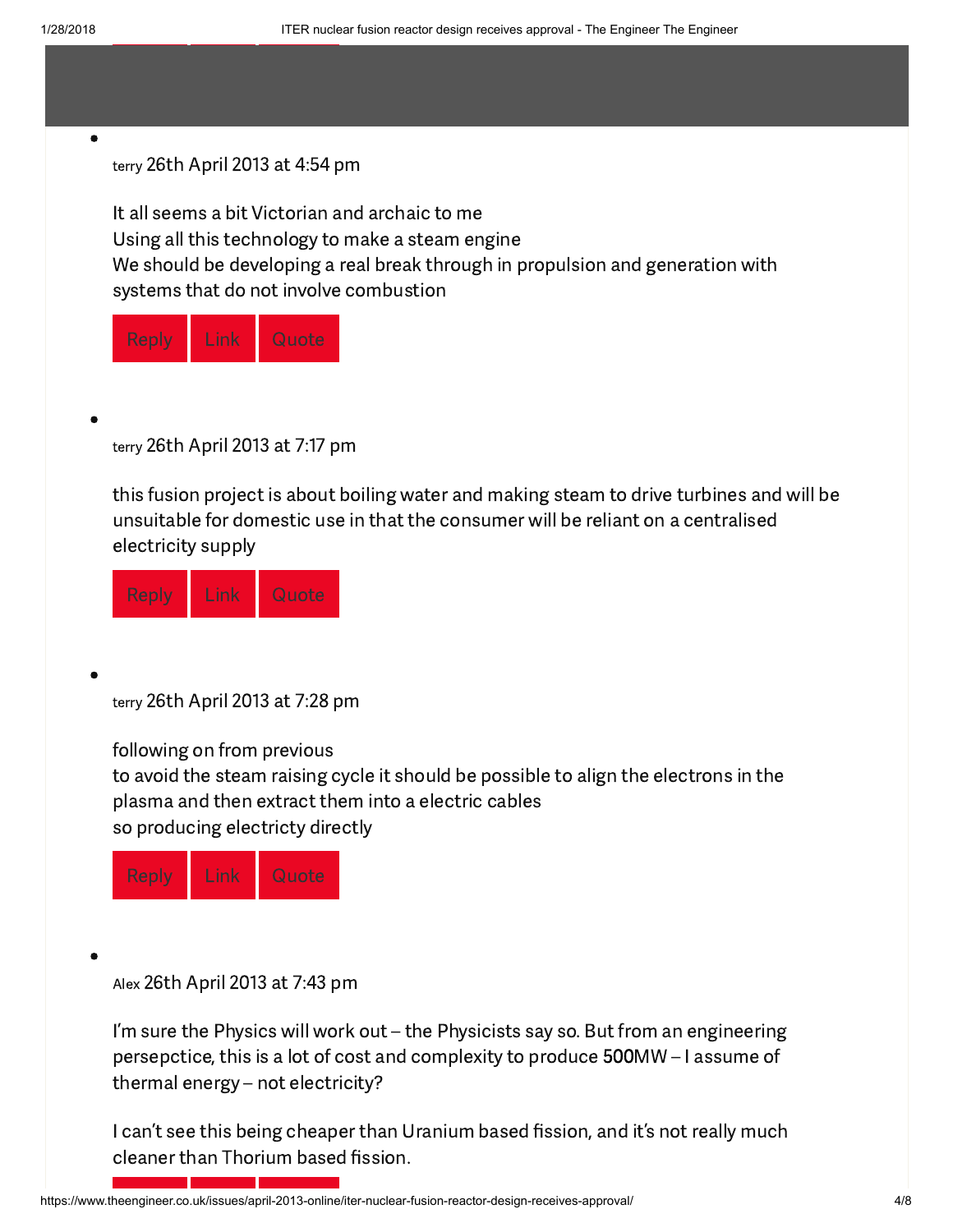- terry 26th April 2013 at 4:54 pm

  It all seems a bit Victorian and archaic to me
  Using all this technology to make a steam engine
  We should be developing a real break through in propulsion and generation with systems that do not involve combustion

  Reply Link Quote

- terry 26th April 2013 at 7:17 pm

  this fusion project is about boiling water and making steam to drive turbines and will be unsuitable for domestic use in that the consumer will be reliant on a centralised electricity supply

  Reply Link Quote

- terry 26th April 2013 at 7:28 pm

  following on from previous
  to avoid the steam raising cycle it should be possible to align the electrons in the plasma and then extract them into a electric cables
  so producing electricty directly

  Reply Link Quote

- Alex 26th April 2013 at 7:43 pm

  I'm sure the Physics will work out – the Physicists say so. But from an engineering persepctice, this is a lot of cost and complexity to produce 500MW – I assume of thermal energy – not electricity?

  I can't see this being cheaper than Uranium based fission, and it's not really much cleaner than Thorium based fission.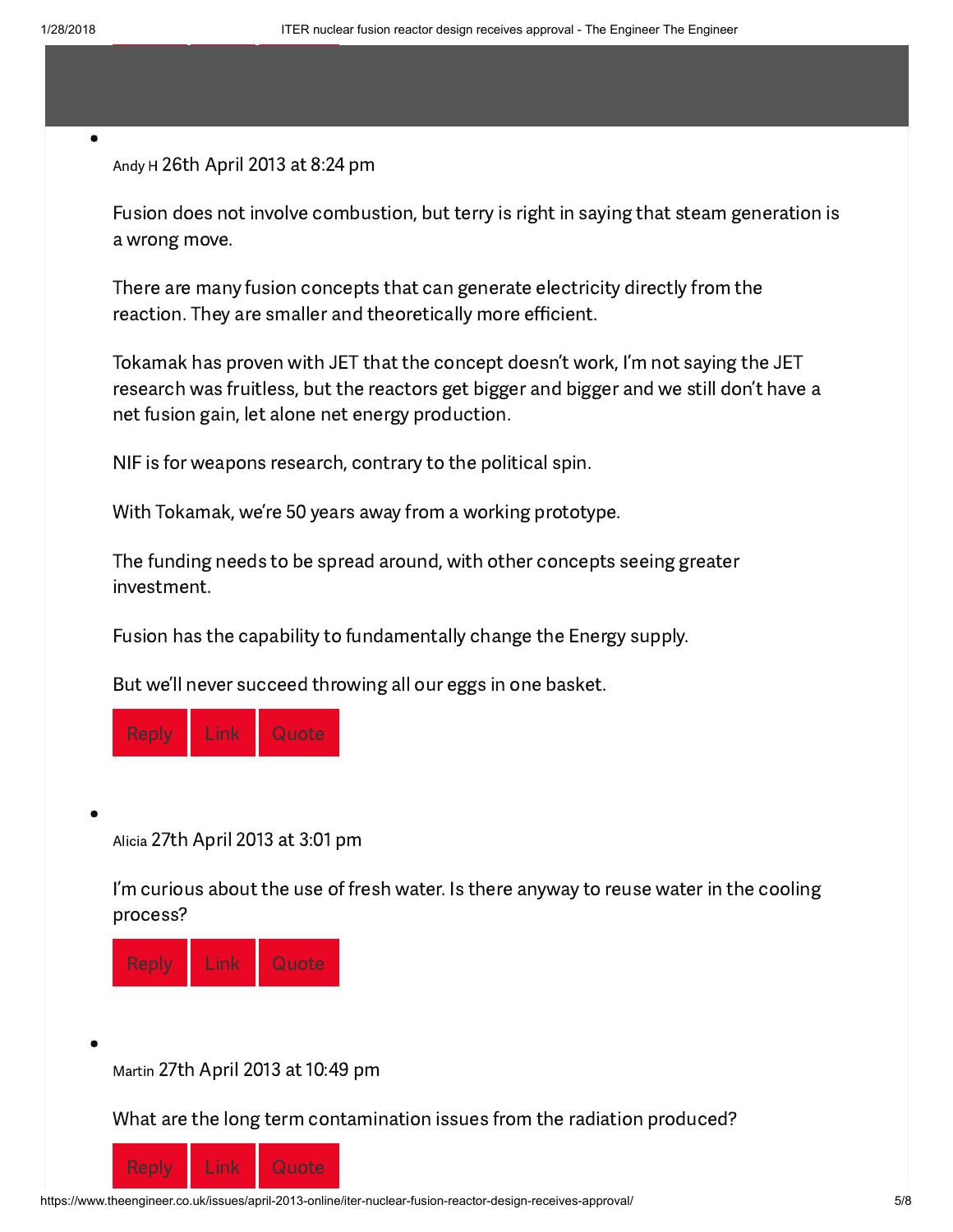- Andy H 26th April 2013 at 8:24 pm

  Fusion does not involve combustion, but terry is right in saying that steam generation is a wrong move.

  There are many fusion concepts that can generate electricity directly from the reaction. They are smaller and theoretically more efficient.

  Tokamak has proven with JET that the concept doesn't work, I'm not saying the JET research was fruitless, but the reactors get bigger and bigger and we still don't have a net fusion gain, let alone net energy production.

  NIF is for weapons research, contrary to the political spin.

  With Tokamak, we're 50 years away from a working prototype.

  The funding needs to be spread around, with other concepts seeing greater investment.

  Fusion has the capability to fundamentally change the Energy supply.

  But we'll never succeed throwing all our eggs in one basket.

  Reply Link Quote

- Alicia 27th April 2013 at 3:01 pm

  I'm curious about the use of fresh water. Is there anyway to reuse water in the cooling process?

  Reply Link Quote

- Martin 27th April 2013 at 10:49 pm

  What are the long term contamination issues from the radiation produced?

  Reply Link Quote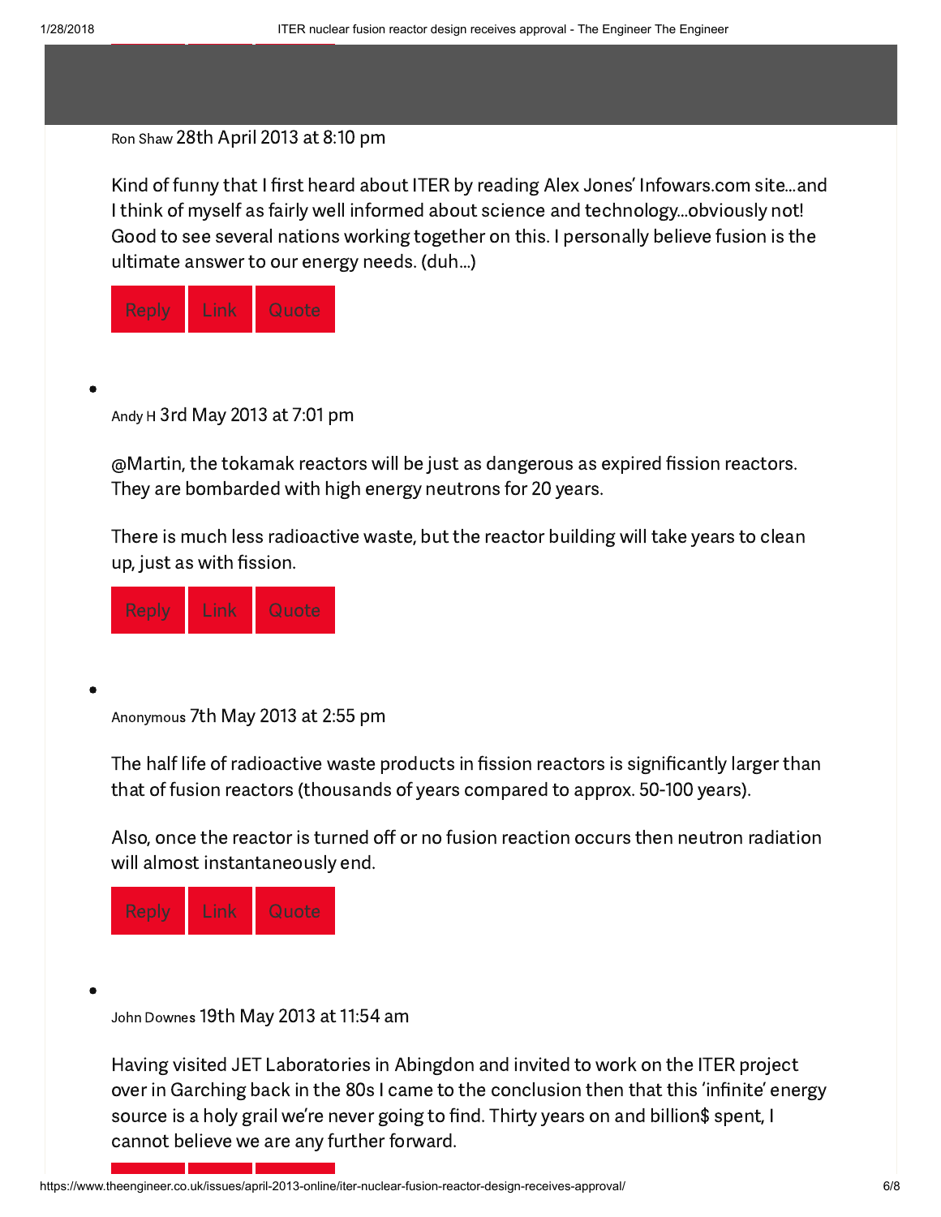Ron Shaw 28th April 2013 at 8:10 pm

Kind of funny that I first heard about ITER by reading Alex Jones' Infowars.com site…and I think of myself as fairly well informed about science and technology…obviously not! Good to see several nations working together on this. I personally believe fusion is the ultimate answer to our energy needs. (duh…)

Reply Link Quote

- Andy H 3rd May 2013 at 7:01 pm

  @Martin, the tokamak reactors will be just as dangerous as expired fission reactors. They are bombarded with high energy neutrons for 20 years.

  There is much less radioactive waste, but the reactor building will take years to clean up, just as with fission.

  Reply Link Quote

- Anonymous 7th May 2013 at 2:55 pm

  The half life of radioactive waste products in fission reactors is significantly larger than that of fusion reactors (thousands of years compared to approx. 50-100 years).

  Also, once the reactor is turned off or no fusion reaction occurs then neutron radiation will almost instantaneously end.

  Reply Link Quote

- John Downes 19th May 2013 at 11:54 am

  Having visited JET Laboratories in Abingdon and invited to work on the ITER project over in Garching back in the 80s I came to the conclusion then that this 'infinite' energy source is a holy grail we're never going to find. Thirty years on and billion$ spent, I cannot believe we are any further forward.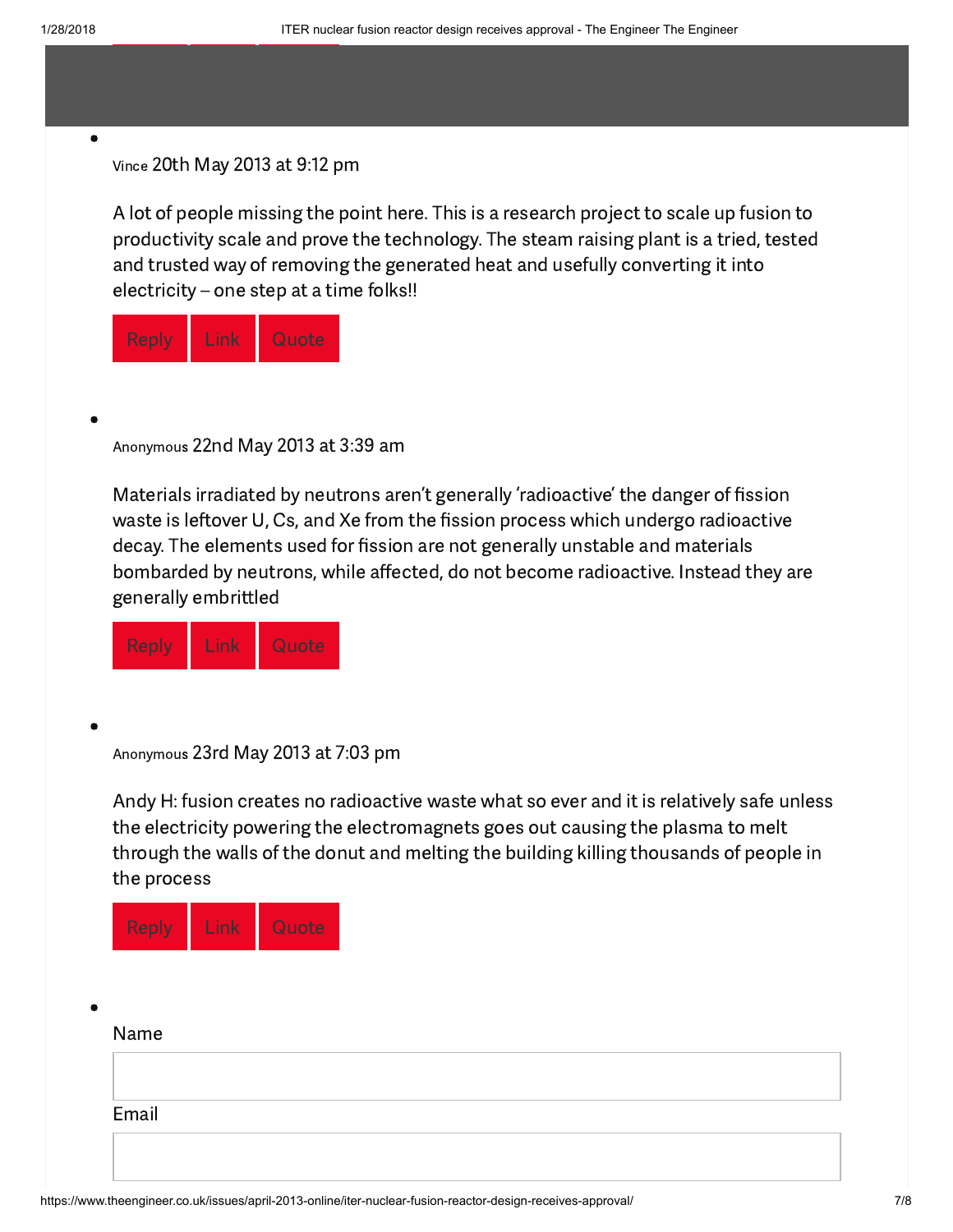- Vince 20th May 2013 at 9:12 pm

  A lot of people missing the point here. This is a research project to scale up fusion to productivity scale and prove the technology. The steam raising plant is a tried, tested and trusted way of removing the generated heat and usefully converting it into electricity – one step at a time folks!!

  Reply Link Quote

- Anonymous 22nd May 2013 at 3:39 am

  Materials irradiated by neutrons aren't generally 'radioactive' the danger of fission waste is leftover U, Cs, and Xe from the fission process which undergo radioactive decay. The elements used for fission are not generally unstable and materials bombarded by neutrons, while affected, do not become radioactive. Instead they are generally embrittled

  Reply Link Quote

- Anonymous 23rd May 2013 at 7:03 pm

  Andy H: fusion creates no radioactive waste what so ever and it is relatively safe unless the electricity powering the electromagnets goes out causing the plasma to melt through the walls of the donut and melting the building killing thousands of people in the process

  Reply Link Quote

- Name

  Email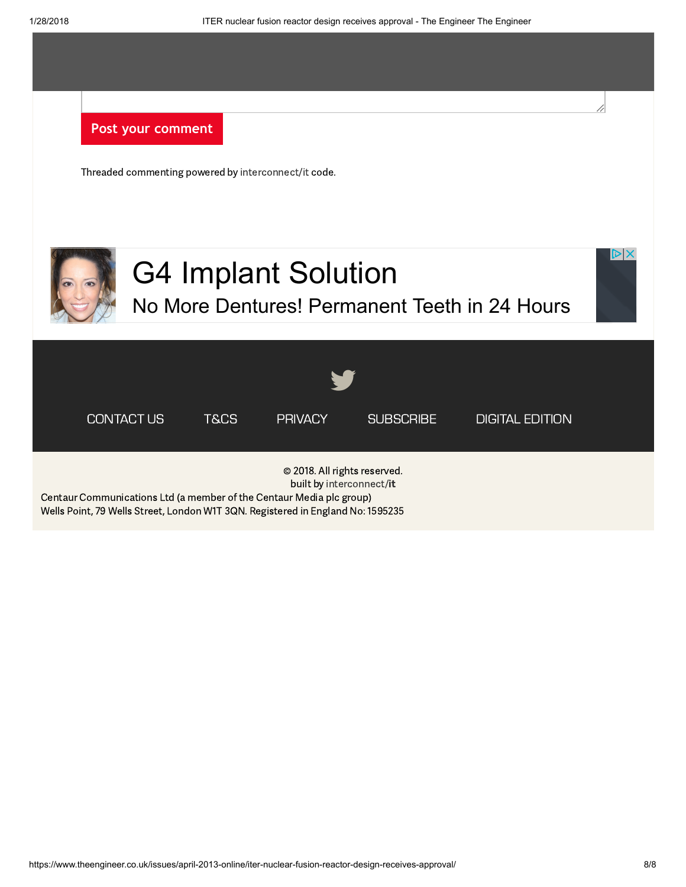Post your comment

Threaded commenting powered by interconnect/it code.

G4 Implant Solution

No More Dentures! Permanent Teeth in 24 Hours

CONTACT US T&CS PRIVACY SUBSCRIBE DIGITAL EDITION

© 2018. All rights reserved.
built by interconnect/**it**
Centaur Communications Ltd (a member of the Centaur Media plc group)
Wells Point, 79 Wells Street, London W1T 3QN. Registered in England No: 1595235